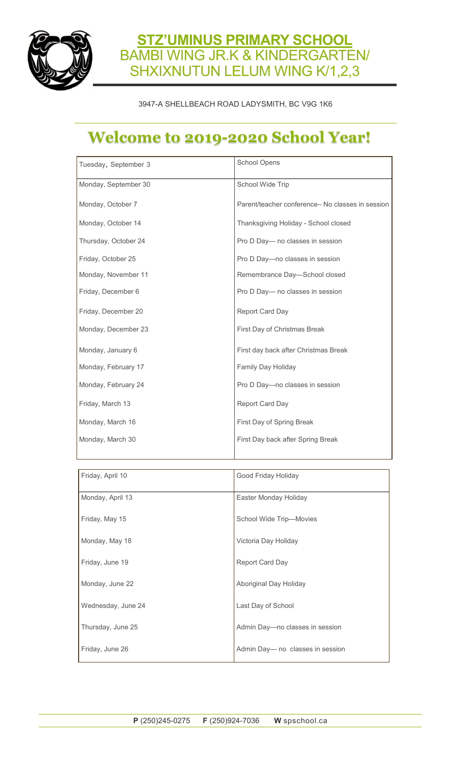# STZ'UMINUS PRIMARY SCHOOL

## BAMBI WING JR.K & KINDERGARTEN/ SHXIXNUTUN LELUM WING K/1,2,3

3947-A SHELLBEACH ROAD LADYSMITH, BC V9G 1K6

# Welcome to 2019-2020 School Year!

| | |
|---|---|
| Tuesday, September 3 | School Opens |
| Monday, September 30 | School Wide Trip |
| Monday, October 7 | Parent/teacher conference– No classes in session |
| Monday, October 14 | Thanksgiving Holiday - School closed |
| Thursday, October 24 | Pro D Day— no classes in session |
| Friday, October 25 | Pro D Day—no classes in session |
| Monday, November 11 | Remembrance Day—School closed |
| Friday, December 6 | Pro D Day— no classes in session |
| Friday, December 20 | Report Card Day |
| Monday, December 23 | First Day of Christmas Break |
| Monday, January 6 | First day back after Christmas Break |
| Monday, February 17 | Family Day Holiday |
| Monday, February 24 | Pro D Day—no classes in session |
| Friday, March 13 | Report Card Day |
| Monday, March 16 | First Day of Spring Break |
| Monday, March 30 | First Day back after Spring Break |
| Friday, April 10 | Good Friday Holiday |
| Monday, April 13 | Easter Monday Holiday |
| Friday, May 15 | School Wide Trip—Movies |
| Monday, May 18 | Victoria Day Holiday |
| Friday, June 19 | Report Card Day |
| Monday, June 22 | Aboriginal Day Holiday |
| Wednesday, June 24 | Last Day of School |
| Thursday, June 25 | Admin Day—no classes in session |
| Friday, June 26 | Admin Day— no classes in session |

**P** (250)245-0275 **F** (250)924-7036 **W** spschool.ca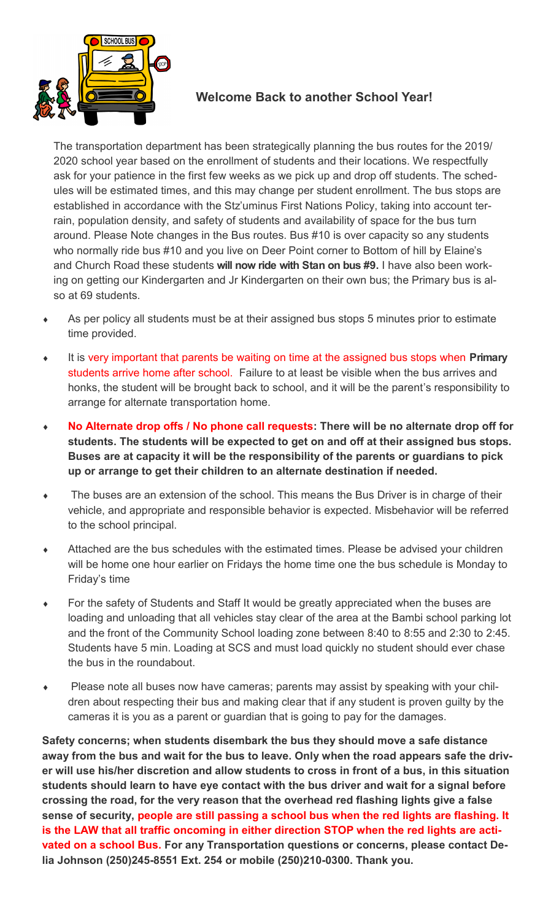## Welcome Back to another School Year!

The transportation department has been strategically planning the bus routes for the 2019/2020 school year based on the enrollment of students and their locations. We respectfully ask for your patience in the first few weeks as we pick up and drop off students. The schedules will be estimated times, and this may change per student enrollment. The bus stops are established in accordance with the Stz'uminus First Nations Policy, taking into account terrain, population density, and safety of students and availability of space for the bus turn around. Please Note changes in the Bus routes. Bus #10 is over capacity so any students who normally ride bus #10 and you live on Deer Point corner to Bottom of hill by Elaine's and Church Road these students **will now ride with Stan on bus #9.** I have also been working on getting our Kindergarten and Jr Kindergarten on their own bus; the Primary bus is also at 69 students.

- As per policy all students must be at their assigned bus stops 5 minutes prior to estimate time provided.
- It is very important that parents be waiting on time at the assigned bus stops when **Primary** students arrive home after school. Failure to at least be visible when the bus arrives and honks, the student will be brought back to school, and it will be the parent's responsibility to arrange for alternate transportation home.
- **No Alternate drop offs / No phone call requests: There will be no alternate drop off for students. The students will be expected to get on and off at their assigned bus stops. Buses are at capacity it will be the responsibility of the parents or guardians to pick up or arrange to get their children to an alternate destination if needed.**
- The buses are an extension of the school. This means the Bus Driver is in charge of their vehicle, and appropriate and responsible behavior is expected. Misbehavior will be referred to the school principal.
- Attached are the bus schedules with the estimated times. Please be advised your children will be home one hour earlier on Fridays the home time one the bus schedule is Monday to Friday's time
- For the safety of Students and Staff It would be greatly appreciated when the buses are loading and unloading that all vehicles stay clear of the area at the Bambi school parking lot and the front of the Community School loading zone between 8:40 to 8:55 and 2:30 to 2:45. Students have 5 min. Loading at SCS and must load quickly no student should ever chase the bus in the roundabout.
- Please note all buses now have cameras; parents may assist by speaking with your children about respecting their bus and making clear that if any student is proven guilty by the cameras it is you as a parent or guardian that is going to pay for the damages.

**Safety concerns; when students disembark the bus they should move a safe distance away from the bus and wait for the bus to leave. Only when the road appears safe the driver will use his/her discretion and allow students to cross in front of a bus, in this situation students should learn to have eye contact with the bus driver and wait for a signal before crossing the road, for the very reason that the overhead red flashing lights give a false sense of security, people are still passing a school bus when the red lights are flashing. It is the LAW that all traffic oncoming in either direction STOP when the red lights are activated on a school Bus. For any Transportation questions or concerns, please contact Delia Johnson (250)245-8551 Ext. 254 or mobile (250)210-0300. Thank you.**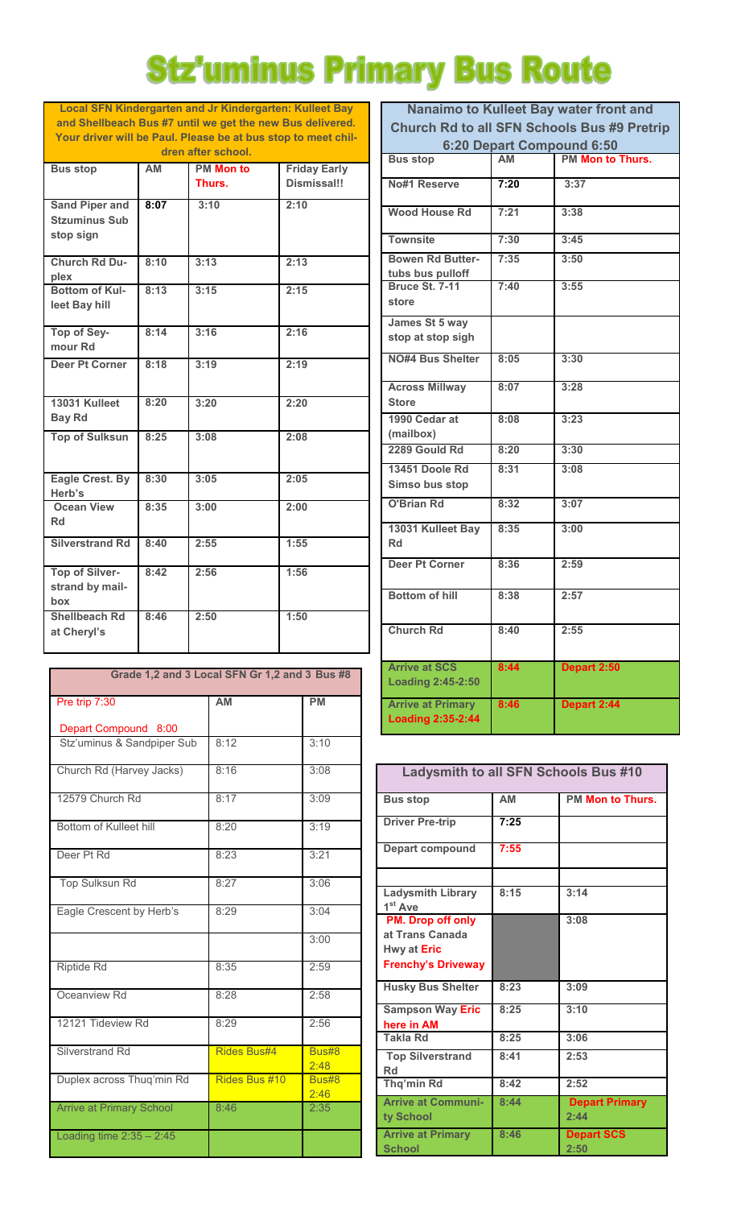# Stz'uminus Primary Bus Route

| Local SFN Kindergarten and Jr Kindergarten: Kulleet Bay and Shellbeach Bus #7 until we get the new Bus delivered. Your driver will be Paul. Please be at bus stop to meet children after school. | | | |
|---|---|---|---|
| **Bus stop** | **AM** | **PM Mon to Thurs.** | **Friday Early Dismissal!!** |
| **Sand Piper and Stzuminus Sub stop sign** | **8:07** | **3:10** | **2:10** |
| **Church Rd Duplex** | **8:10** | **3:13** | **2:13** |
| **Bottom of Kulleet Bay hill** | **8:13** | **3:15** | **2:15** |
| **Top of Seymour Rd** | **8:14** | **3:16** | **2:16** |
| **Deer Pt Corner** | **8:18** | **3:19** | **2:19** |
| **13031 Kulleet Bay Rd** | **8:20** | **3:20** | **2:20** |
| **Top of Sulksun** | **8:25** | **3:08** | **2:08** |
| **Eagle Crest. By Herb's** | **8:30** | **3:05** | **2:05** |
| **Ocean View Rd** | **8:35** | **3:00** | **2:00** |
| **Silverstrand Rd** | **8:40** | **2:55** | **1:55** |
| **Top of Silverstrand by mailbox** | **8:42** | **2:56** | **1:56** |
| **Shellbeach Rd at Cheryl's** | **8:46** | **2:50** | **1:50** |

| Grade 1,2 and 3 Local SFN Gr 1,2 and 3 Bus #8 | | |
|---|---|---|
| Pre trip 7:30<br>Depart Compound 8:00 | **AM** | **PM** |
| Stz'uminus & Sandpiper Sub | 8:12 | 3:10 |
| Church Rd (Harvey Jacks) | 8:16 | 3:08 |
| 12579 Church Rd | 8:17 | 3:09 |
| Bottom of Kulleet hill | 8:20 | 3:19 |
| Deer Pt Rd | 8:23 | 3:21 |
| Top Sulksun Rd | 8:27 | 3:06 |
| Eagle Crescent by Herb's | 8:29 | 3:04 |
| | | 3:00 |
| Riptide Rd | 8:35 | 2:59 |
| Oceanview Rd | 8:28 | 2:58 |
| 12121 Tideview Rd | 8:29 | 2:56 |
| Silverstrand Rd | Rides Bus#4 | Bus#8 2:48 |
| Duplex across Thuq'min Rd | Rides Bus #10 | Bus#8 2:46 |
| Arrive at Primary School | 8:46 | 2:35 |
| Loading time 2:35 – 2:45 | | |

| Nanaimo to Kulleet Bay water front and Church Rd to all SFN Schools Bus #9 Pretrip 6:20 Depart Compound 6:50 | | |
|---|---|---|
| **Bus stop** | **AM** | **PM Mon to Thurs.** |
| **No#1 Reserve** | **7:20** | **3:37** |
| **Wood House Rd** | **7:21** | **3:38** |
| **Townsite** | **7:30** | **3:45** |
| **Bowen Rd Buttertubs bus pulloff** | **7:35** | **3:50** |
| **Bruce St. 7-11 store** | **7:40** | **3:55** |
| **James St 5 way stop at stop sigh** | | |
| **NO#4 Bus Shelter** | **8:05** | **3:30** |
| **Across Millway Store** | **8:07** | **3:28** |
| **1990 Cedar at (mailbox)** | **8:08** | **3:23** |
| **2289 Gould Rd** | **8:20** | **3:30** |
| **13451 Doole Rd Simso bus stop** | **8:31** | **3:08** |
| **O'Brian Rd** | **8:32** | **3:07** |
| **13031 Kulleet Bay Rd** | **8:35** | **3:00** |
| **Deer Pt Corner** | **8:36** | **2:59** |
| **Bottom of hill** | **8:38** | **2:57** |
| **Church Rd** | **8:40** | **2:55** |
| **Arrive at SCS Loading 2:45-2:50** | **8:44** | **Depart 2:50** |
| **Arrive at Primary Loading 2:35-2:44** | **8:46** | **Depart 2:44** |

| Ladysmith to all SFN Schools Bus #10 | | |
|---|---|---|
| **Bus stop** | **AM** | **PM Mon to Thurs.** |
| **Driver Pre-trip** | **7:25** | |
| **Depart compound** | **7:55** | |
| | | |
| **Ladysmith Library 1st Ave** | **8:15** | **3:14** |
| **PM. Drop off only at Trans Canada Hwy at Eric Frenchy's Driveway** | | **3:08** |
| **Husky Bus Shelter** | **8:23** | **3:09** |
| **Sampson Way Eric here in AM** | **8:25** | **3:10** |
| **Takla Rd** | **8:25** | **3:06** |
| **Top Silverstrand Rd** | **8:41** | **2:53** |
| **Thq'min Rd** | **8:42** | **2:52** |
| **Arrive at Community School** | **8:44** | **Depart Primary 2:44** |
| **Arrive at Primary School** | **8:46** | **Depart SCS 2:50** |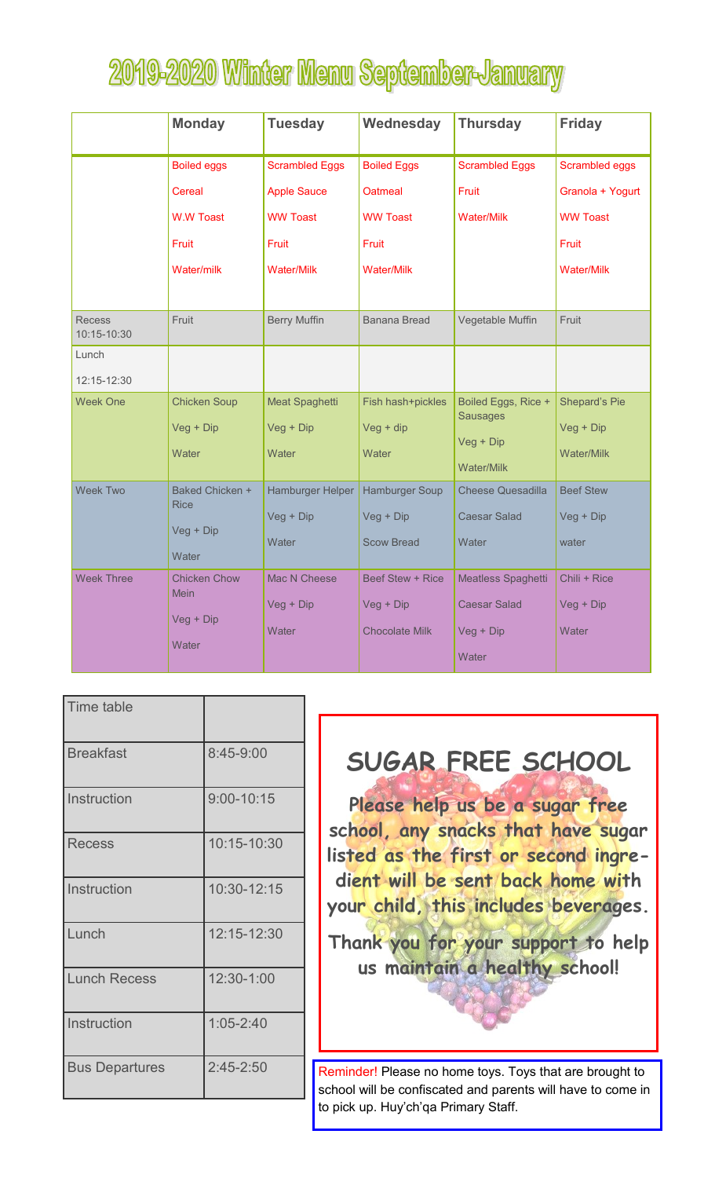# 2019-2020 Winter Menu September-January

| | Monday | Tuesday | Wednesday | Thursday | Friday |
|---|---|---|---|---|---|
| | Boiled eggs<br>Cereal<br>W.W Toast<br>Fruit<br>Water/milk | Scrambled Eggs<br>Apple Sauce<br>WW Toast<br>Fruit<br>Water/Milk | Boiled Eggs<br>Oatmeal<br>WW Toast<br>Fruit<br>Water/Milk | Scrambled Eggs<br>Fruit<br>Water/Milk | Scrambled eggs<br>Granola + Yogurt<br>WW Toast<br>Fruit<br>Water/Milk |
| Recess 10:15-10:30 | Fruit | Berry Muffin | Banana Bread | Vegetable Muffin | Fruit |
| Lunch 12:15-12:30 | | | | | |
| Week One | Chicken Soup<br>Veg + Dip<br>Water | Meat Spaghetti<br>Veg + Dip<br>Water | Fish hash+pickles<br>Veg + dip<br>Water | Boiled Eggs, Rice + Sausages<br>Veg + Dip<br>Water/Milk | Shepard's Pie<br>Veg + Dip<br>Water/Milk |
| Week Two | Baked Chicken + Rice<br>Veg + Dip<br>Water | Hamburger Helper<br>Veg + Dip<br>Water | Hamburger Soup<br>Veg + Dip<br>Scow Bread | Cheese Quesadilla<br>Caesar Salad<br>Water | Beef Stew<br>Veg + Dip<br>water |
| Week Three | Chicken Chow Mein<br>Veg + Dip<br>Water | Mac N Cheese<br>Veg + Dip<br>Water | Beef Stew + Rice<br>Veg + Dip<br>Chocolate Milk | Meatless Spaghetti<br>Caesar Salad<br>Veg + Dip<br>Water | Chili + Rice<br>Veg + Dip<br>Water |

| Time table | |
|---|---|
| Breakfast | 8:45-9:00 |
| Instruction | 9:00-10:15 |
| Recess | 10:15-10:30 |
| Instruction | 10:30-12:15 |
| Lunch | 12:15-12:30 |
| Lunch Recess | 12:30-1:00 |
| Instruction | 1:05-2:40 |
| Bus Departures | 2:45-2:50 |

## SUGAR FREE SCHOOL

**Please help us be a sugar free school, any snacks that have sugar listed as the first or second ingredient will be sent back home with your child, this includes beverages.**

**Thank you for your support to help us maintain a healthy school!**

Reminder! Please no home toys. Toys that are brought to school will be confiscated and parents will have to come in to pick up. Huy'ch'qa Primary Staff.